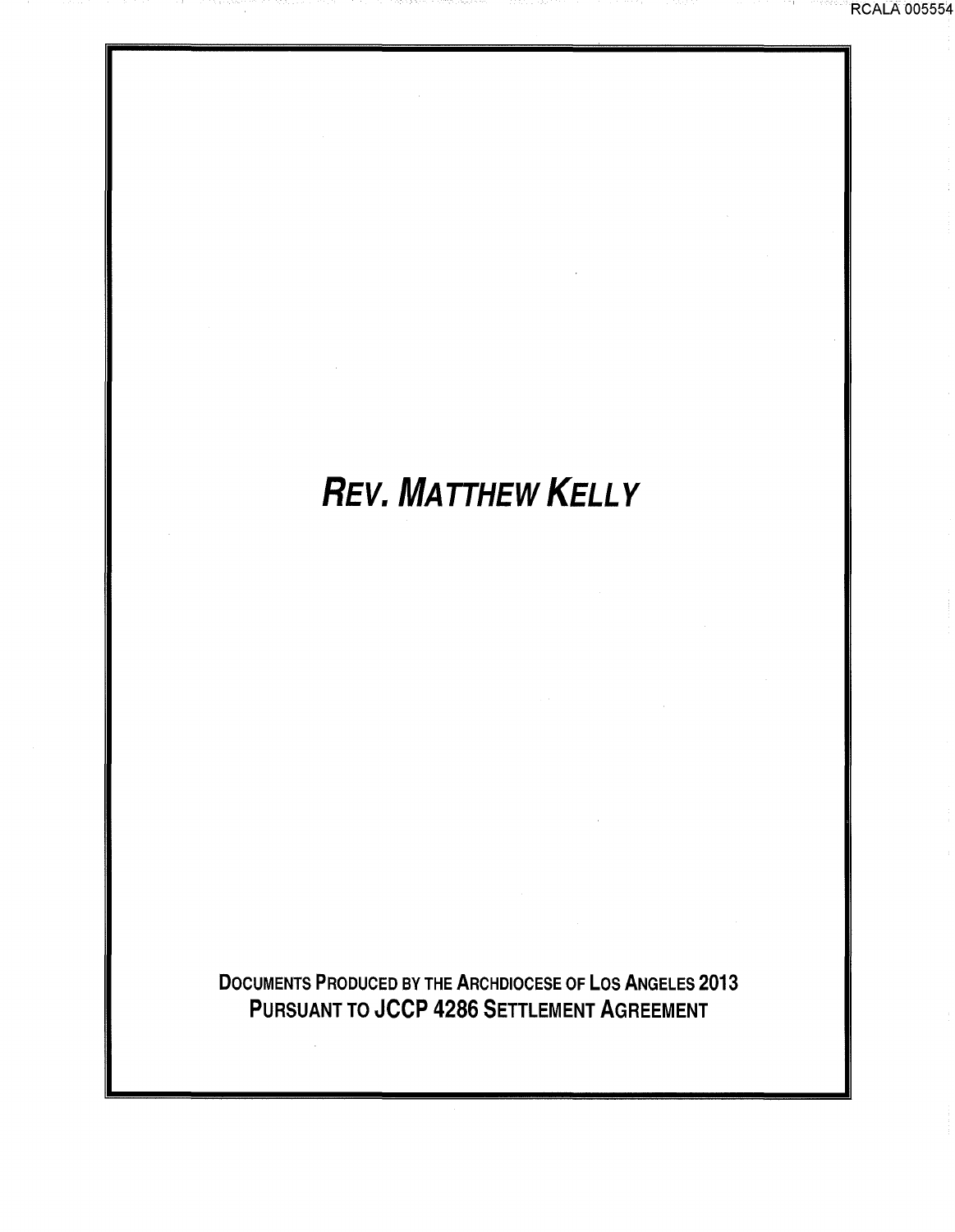# *Rev. Matthew Kelly*

**Documents Produced by the Archdiocese of Los Angeles 2013**
**Pursuant to JCCP 4286 Settlement Agreement**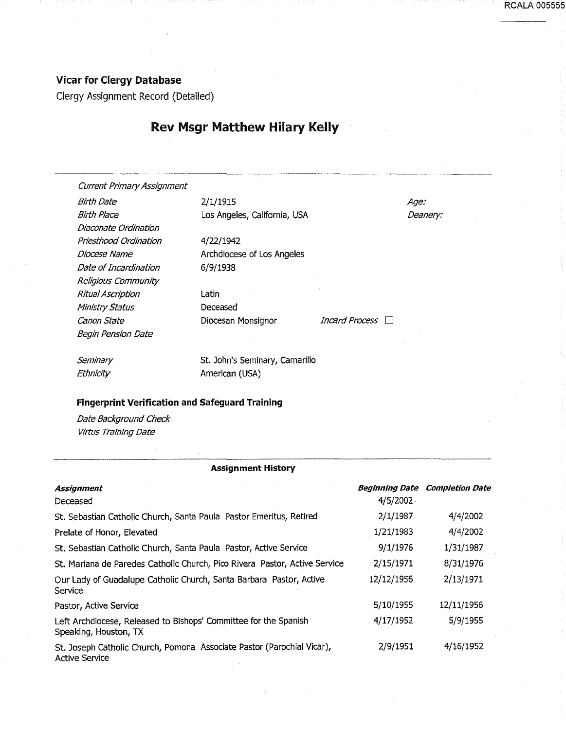## Vicar for Clergy Database

Clergy Assignment Record (Detailed)

# Rev Msgr Matthew Hilary Kelly

| | | | |
|---|---|---|---|
| *Current Primary Assignment* | | | |
| *Birth Date* | 2/1/1915 | | *Age:* |
| *Birth Place* | Los Angeles, California, USA | | *Deanery:* |
| *Diaconate Ordination* | | | |
| *Priesthood Ordination* | 4/22/1942 | | |
| *Diocese Name* | Archdiocese of Los Angeles | | |
| *Date of Incardination* | 6/9/1938 | | |
| *Religious Community* | | | |
| *Ritual Ascription* | Latin | | |
| *Ministry Status* | Deceased | | |
| *Canon State* | Diocesan Monsignor | *Incard Process* ☐ | |
| *Begin Pension Date* | | | |
| *Seminary* | St. John's Seminary, Camarillo | | |
| *Ethnicity* | American (USA) | | |

### Fingerprint Verification and Safeguard Training

*Date Background Check*

*Virtus Training Date*

### Assignment History

| *Assignment* | *Beginning Date* | *Completion Date* |
|---|---|---|
| Deceased | 4/5/2002 | |
| St. Sebastian Catholic Church, Santa Paula Pastor Emeritus, Retired | 2/1/1987 | 4/4/2002 |
| Prelate of Honor, Elevated | 1/21/1983 | 4/4/2002 |
| St. Sebastian Catholic Church, Santa Paula Pastor, Active Service | 9/1/1976 | 1/31/1987 |
| St. Mariana de Paredes Catholic Church, Pico Rivera Pastor, Active Service | 2/15/1971 | 8/31/1976 |
| Our Lady of Guadalupe Catholic Church, Santa Barbara Pastor, Active Service | 12/12/1956 | 2/13/1971 |
| Pastor, Active Service | 5/10/1955 | 12/11/1956 |
| Left Archdiocese, Released to Bishops' Committee for the Spanish Speaking, Houston, TX | 4/17/1952 | 5/9/1955 |
| St. Joseph Catholic Church, Pomona Associate Pastor (Parochial Vicar), Active Service | 2/9/1951 | 4/16/1952 |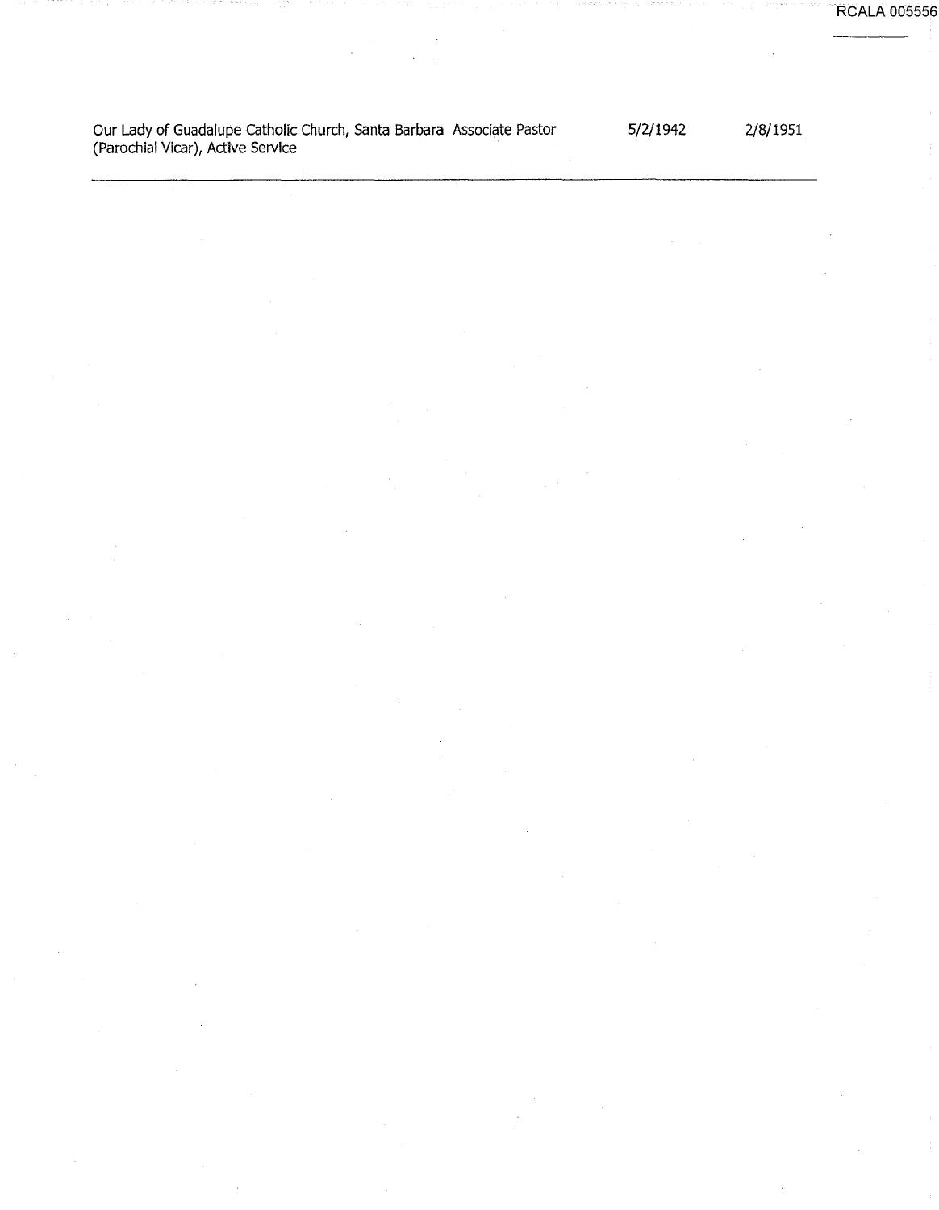| | | |
|---|---|---|
| Our Lady of Guadalupe Catholic Church, Santa Barbara Associate Pastor (Parochial Vicar), Active Service | 5/2/1942 | 2/8/1951 |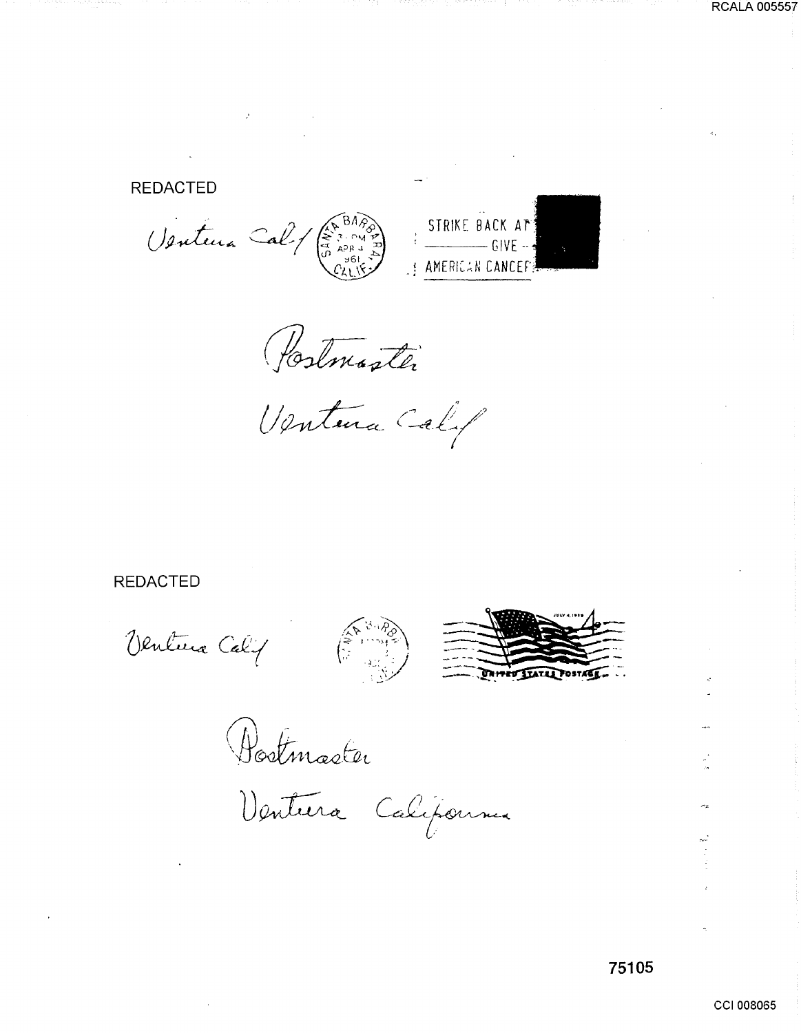REDACTED

Ventura Calif

SANTA BARBARA CALIF. 3 PM APR 4 1961

STRIKE BACK AT
GIVE
AMERICAN CANCER

Postmaster

Ventura Calif

REDACTED

Ventura Calif

SANTA BARBARA

JULY 4, 1959

UNITED STATES POSTAGE

Postmaster

Ventura California

75105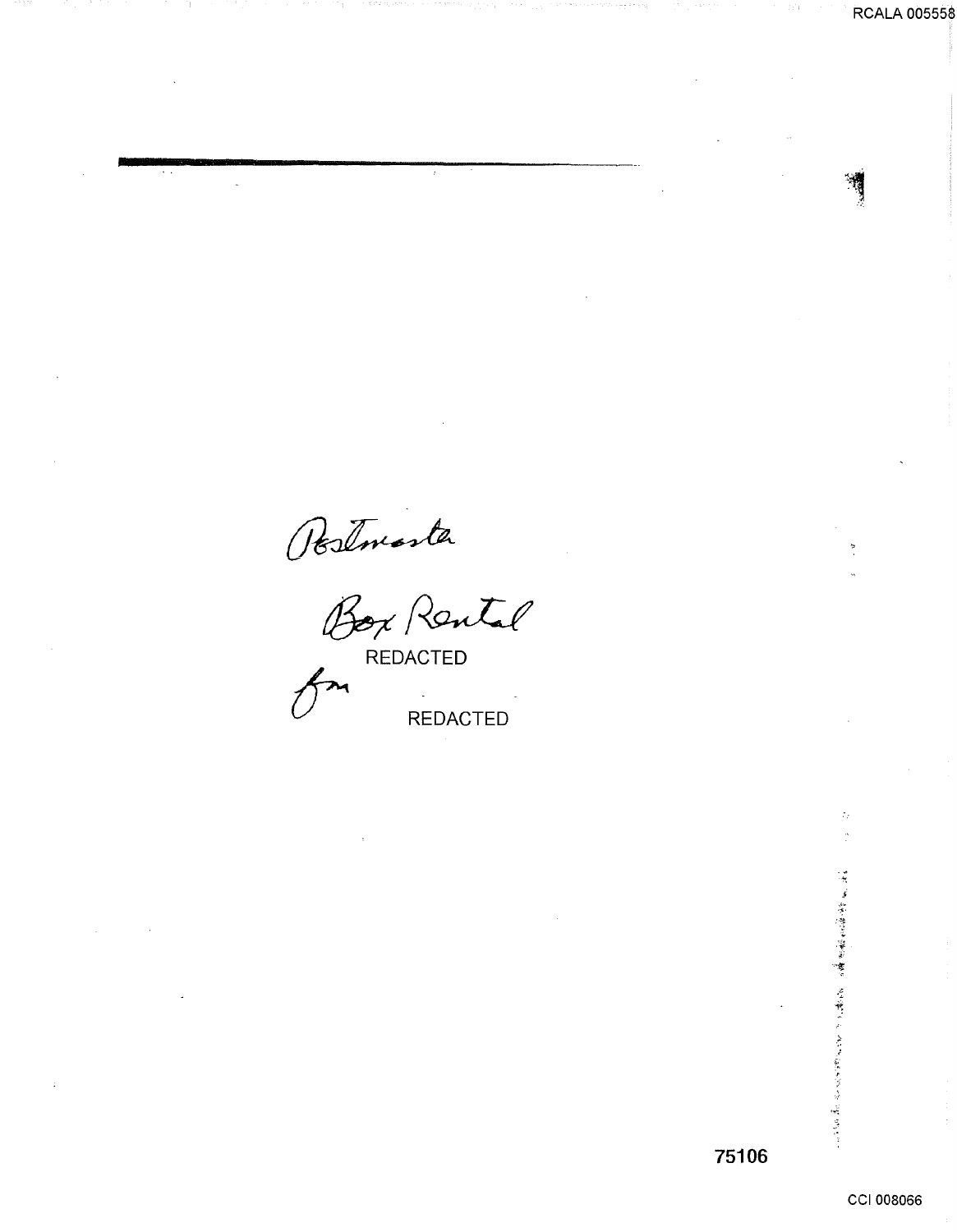Postmaster

Box Rental

REDACTED

fm

REDACTED

75106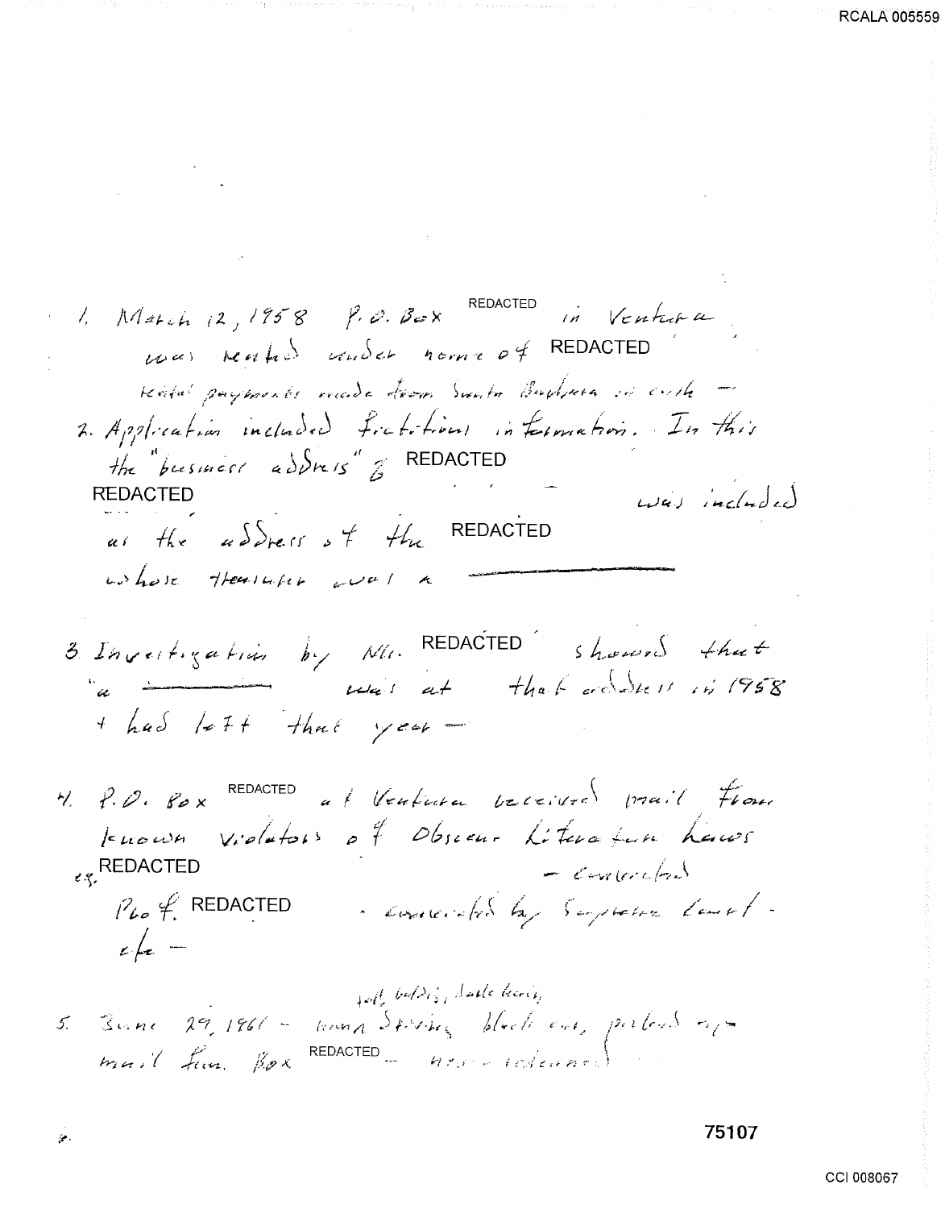1. March 12, 1958 P.O. Box REDACTED in Ventura was rented under name of REDACTED

   rental payments made from Santa Barbara in cash —

2. Application included fictitious information. In this the "business address" & REDACTED REDACTED — was included as the address of the REDACTED whose treasurer was a ______________

3. Investigation by Mr. REDACTED showed that "a ______________ was at that address in 1958 + had left that year —

4. P.O. Box REDACTED at Ventura received mail from known violators of Obscene Literature Laws eg. REDACTED — convicted

   Peo. of REDACTED - convicted by Supreme Court - etc —

5. June 29, 1961 — [sell, buddy, dark hair] man driving black car, picked up mail from Box REDACTED — never identified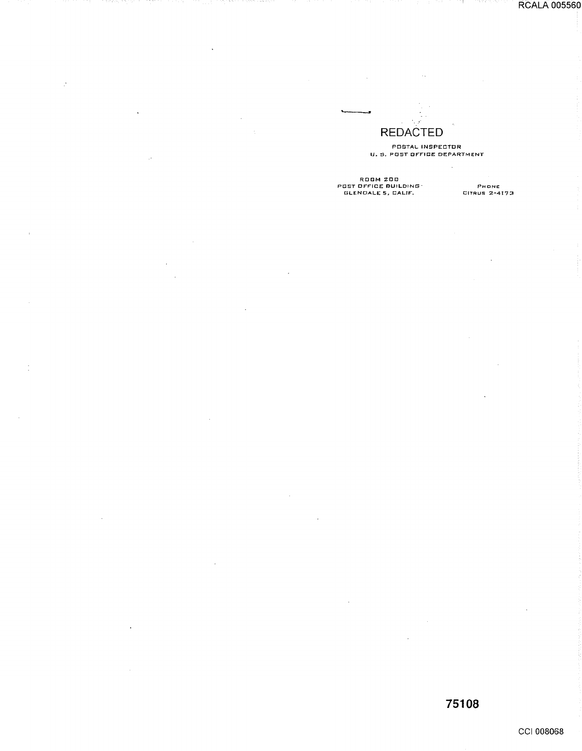REDACTED

POSTAL INSPECTOR
U. S. POST OFFICE DEPARTMENT

ROOM 200
POST OFFICE BUILDING
GLENDALE 5, CALIF.

PHONE
CITRUS 2-4173

75108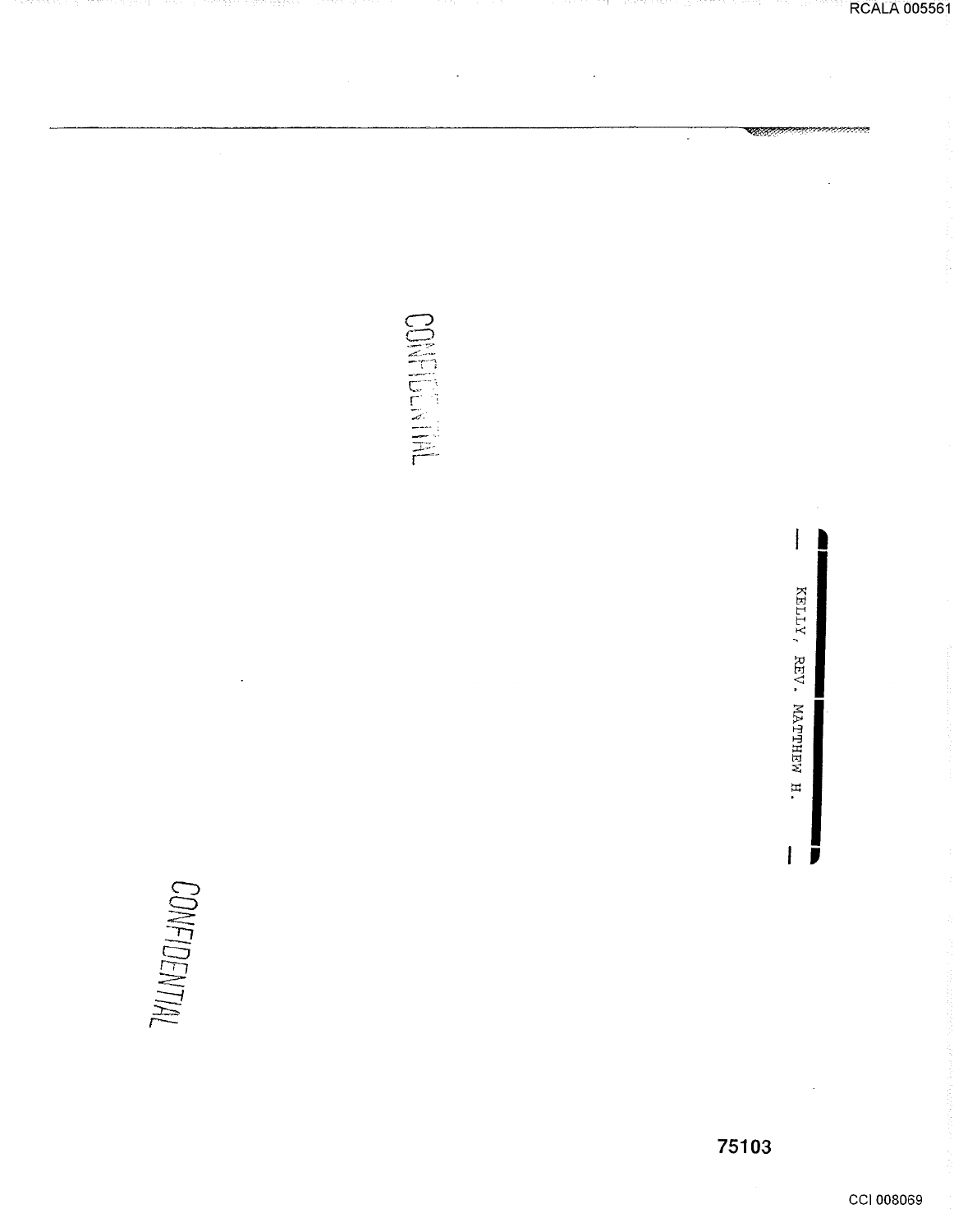CONFIDENTIAL

KELLY, REV. MATTHEW H.

CONFIDENTIAL

75103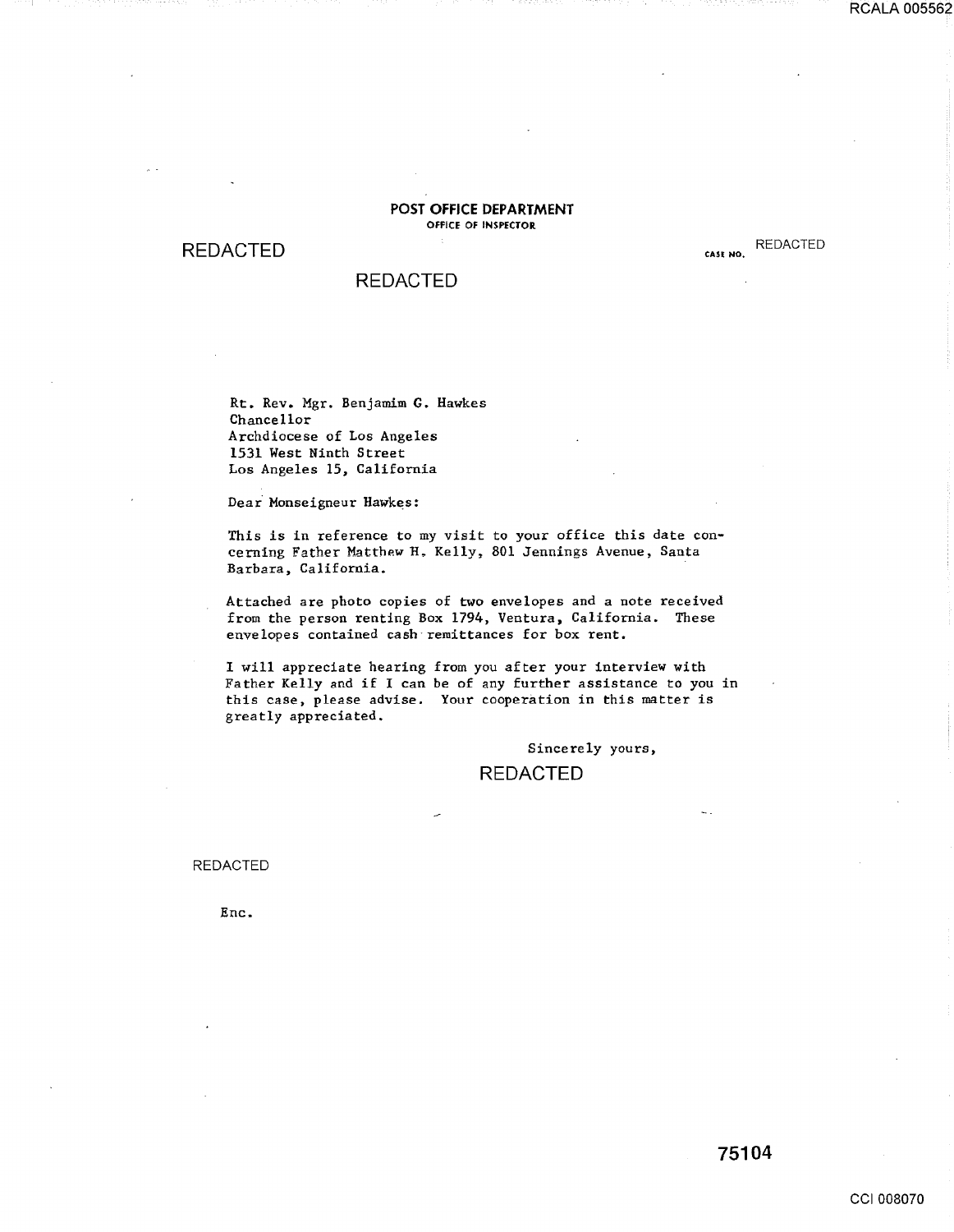**POST OFFICE DEPARTMENT**
OFFICE OF INSPECTOR

REDACTED

CASE NO. REDACTED

REDACTED

Rt. Rev. Mgr. Benjamim G. Hawkes
Chancellor
Archdiocese of Los Angeles
1531 West Ninth Street
Los Angeles 15, California

Dear Monseigneur Hawkes:

This is in reference to my visit to your office this date concerning Father Matthew H. Kelly, 801 Jennings Avenue, Santa Barbara, California.

Attached are photo copies of two envelopes and a note received from the person renting Box 1794, Ventura, California. These envelopes contained cash remittances for box rent.

I will appreciate hearing from you after your interview with Father Kelly and if I can be of any further assistance to you in this case, please advise. Your cooperation in this matter is greatly appreciated.

Sincerely yours,

REDACTED

REDACTED

Enc.

75104